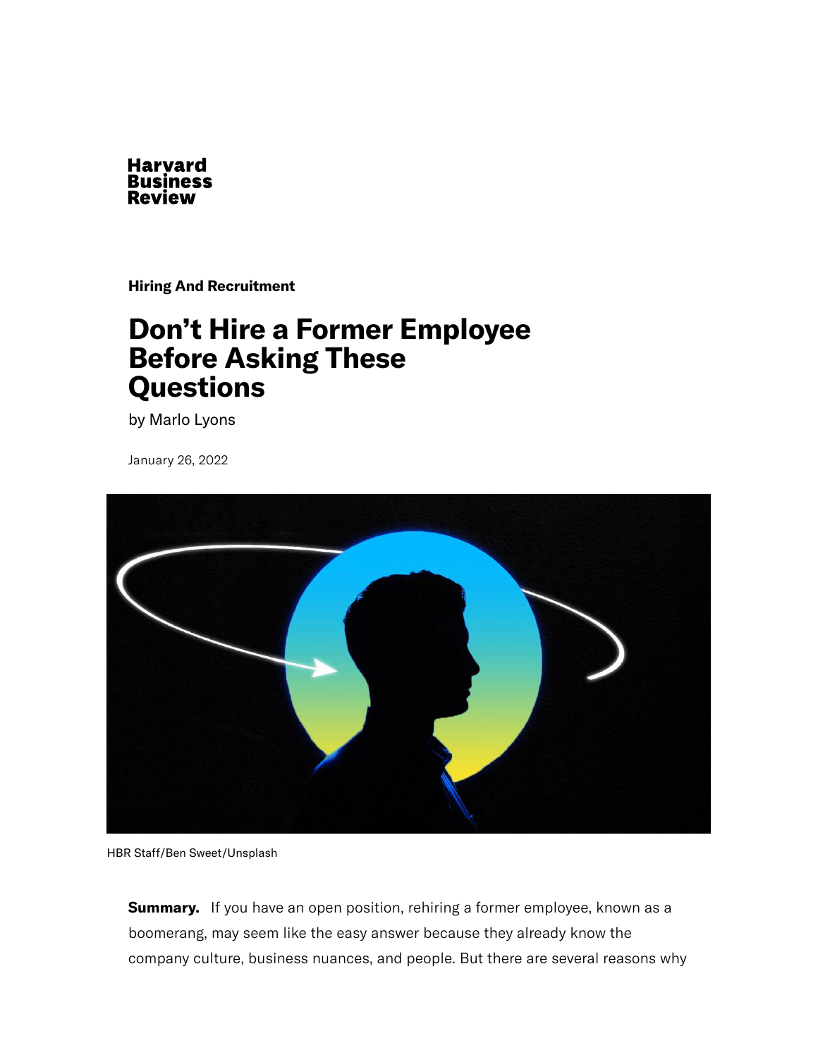Harvard Business Review

**Hiring And Recruitment**

# Don't Hire a Former Employee Before Asking These Questions

by Marlo Lyons

January 26, 2022

HBR Staff/Ben Sweet/Unsplash

**Summary.** If you have an open position, rehiring a former employee, known as a boomerang, may seem like the easy answer because they already know the company culture, business nuances, and people. But there are several reasons why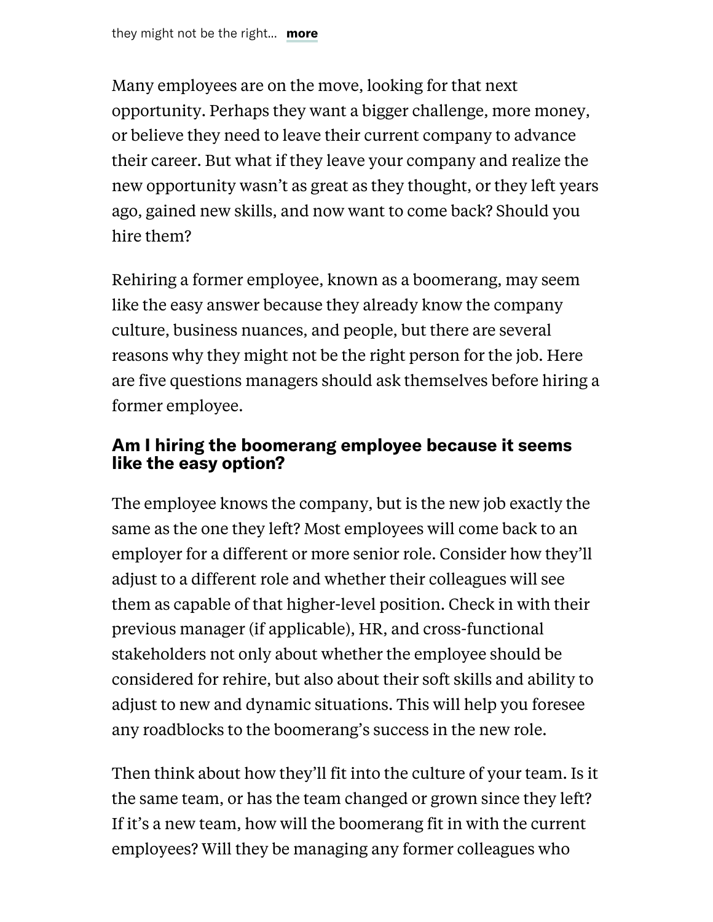they might not be the right... **more**

Many employees are on the move, looking for that next opportunity. Perhaps they want a bigger challenge, more money, or believe they need to leave their current company to advance their career. But what if they leave your company and realize the new opportunity wasn't as great as they thought, or they left years ago, gained new skills, and now want to come back? Should you hire them?

Rehiring a former employee, known as a boomerang, may seem like the easy answer because they already know the company culture, business nuances, and people, but there are several reasons why they might not be the right person for the job. Here are five questions managers should ask themselves before hiring a former employee.

## Am I hiring the boomerang employee because it seems like the easy option?

The employee knows the company, but is the new job exactly the same as the one they left? Most employees will come back to an employer for a different or more senior role. Consider how they'll adjust to a different role and whether their colleagues will see them as capable of that higher-level position. Check in with their previous manager (if applicable), HR, and cross-functional stakeholders not only about whether the employee should be considered for rehire, but also about their soft skills and ability to adjust to new and dynamic situations. This will help you foresee any roadblocks to the boomerang's success in the new role.

Then think about how they'll fit into the culture of your team. Is it the same team, or has the team changed or grown since they left? If it's a new team, how will the boomerang fit in with the current employees? Will they be managing any former colleagues who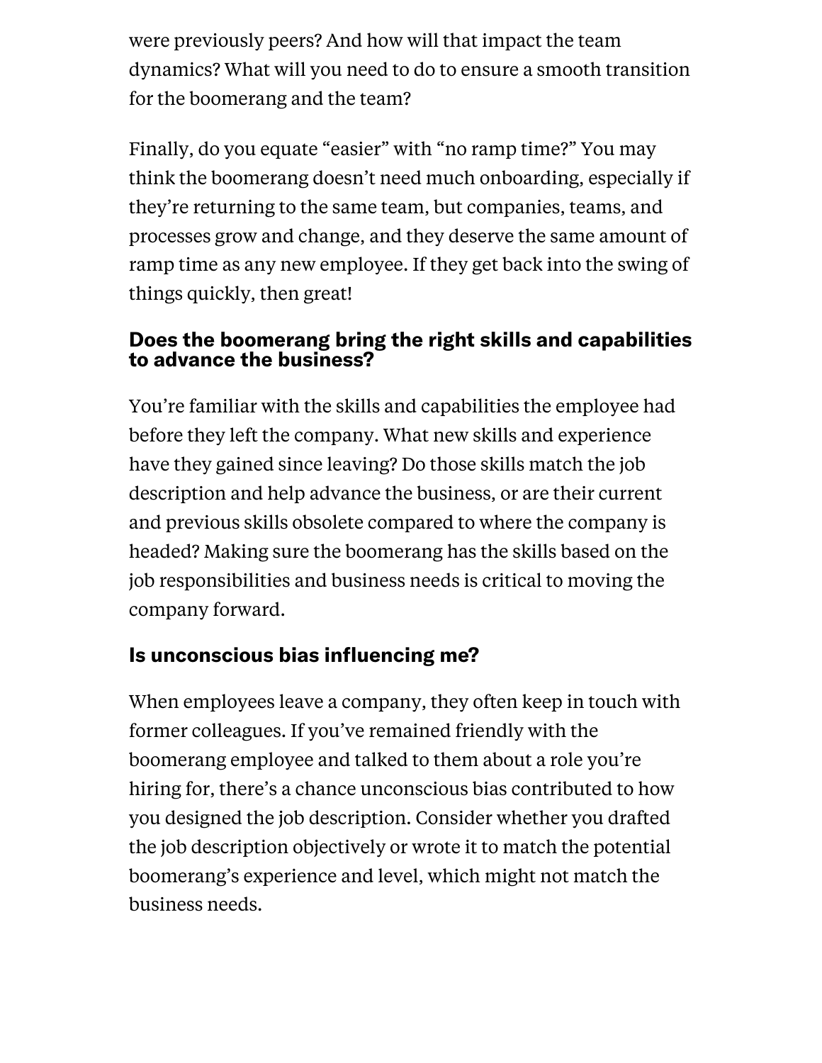were previously peers? And how will that impact the team dynamics? What will you need to do to ensure a smooth transition for the boomerang and the team?

Finally, do you equate "easier" with "no ramp time?" You may think the boomerang doesn't need much onboarding, especially if they're returning to the same team, but companies, teams, and processes grow and change, and they deserve the same amount of ramp time as any new employee. If they get back into the swing of things quickly, then great!

### Does the boomerang bring the right skills and capabilities to advance the business?

You're familiar with the skills and capabilities the employee had before they left the company. What new skills and experience have they gained since leaving? Do those skills match the job description and help advance the business, or are their current and previous skills obsolete compared to where the company is headed? Making sure the boomerang has the skills based on the job responsibilities and business needs is critical to moving the company forward.

### Is unconscious bias influencing me?

When employees leave a company, they often keep in touch with former colleagues. If you've remained friendly with the boomerang employee and talked to them about a role you're hiring for, there's a chance unconscious bias contributed to how you designed the job description. Consider whether you drafted the job description objectively or wrote it to match the potential boomerang's experience and level, which might not match the business needs.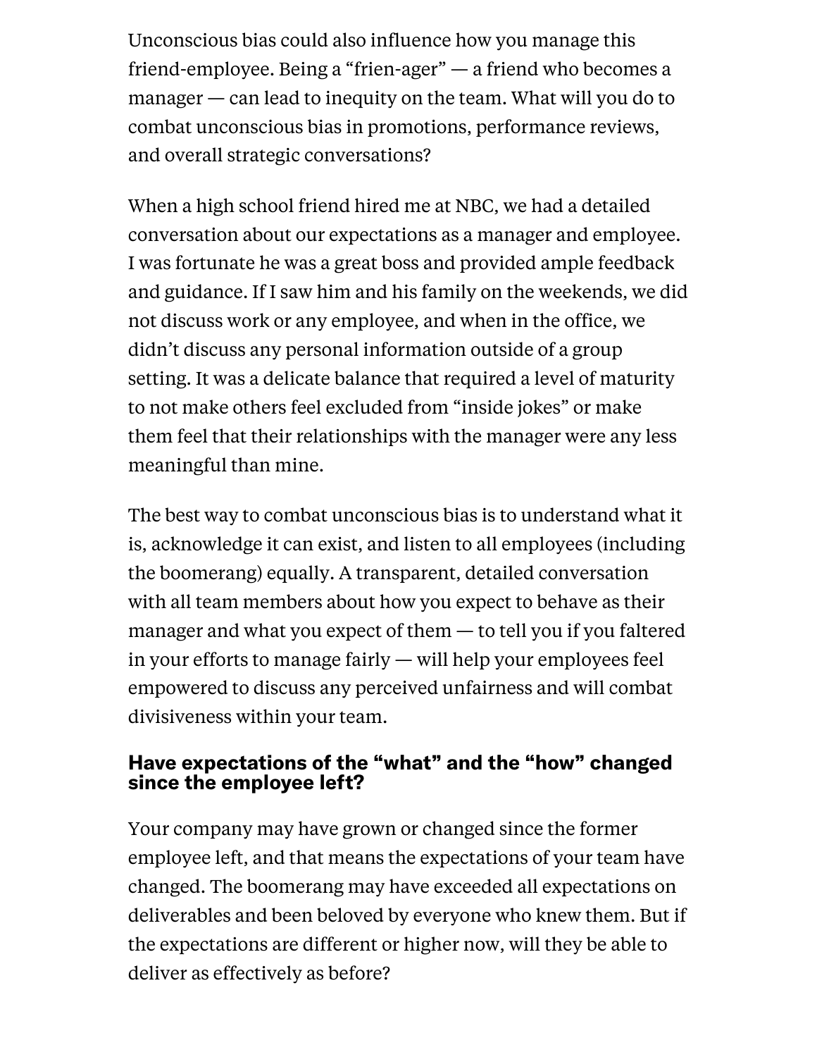Unconscious bias could also influence how you manage this friend-employee. Being a "frien-ager" — a friend who becomes a manager — can lead to inequity on the team. What will you do to combat unconscious bias in promotions, performance reviews, and overall strategic conversations?

When a high school friend hired me at NBC, we had a detailed conversation about our expectations as a manager and employee. I was fortunate he was a great boss and provided ample feedback and guidance. If I saw him and his family on the weekends, we did not discuss work or any employee, and when in the office, we didn't discuss any personal information outside of a group setting. It was a delicate balance that required a level of maturity to not make others feel excluded from "inside jokes" or make them feel that their relationships with the manager were any less meaningful than mine.

The best way to combat unconscious bias is to understand what it is, acknowledge it can exist, and listen to all employees (including the boomerang) equally. A transparent, detailed conversation with all team members about how you expect to behave as their manager and what you expect of them — to tell you if you faltered in your efforts to manage fairly — will help your employees feel empowered to discuss any perceived unfairness and will combat divisiveness within your team.

## Have expectations of the "what" and the "how" changed since the employee left?

Your company may have grown or changed since the former employee left, and that means the expectations of your team have changed. The boomerang may have exceeded all expectations on deliverables and been beloved by everyone who knew them. But if the expectations are different or higher now, will they be able to deliver as effectively as before?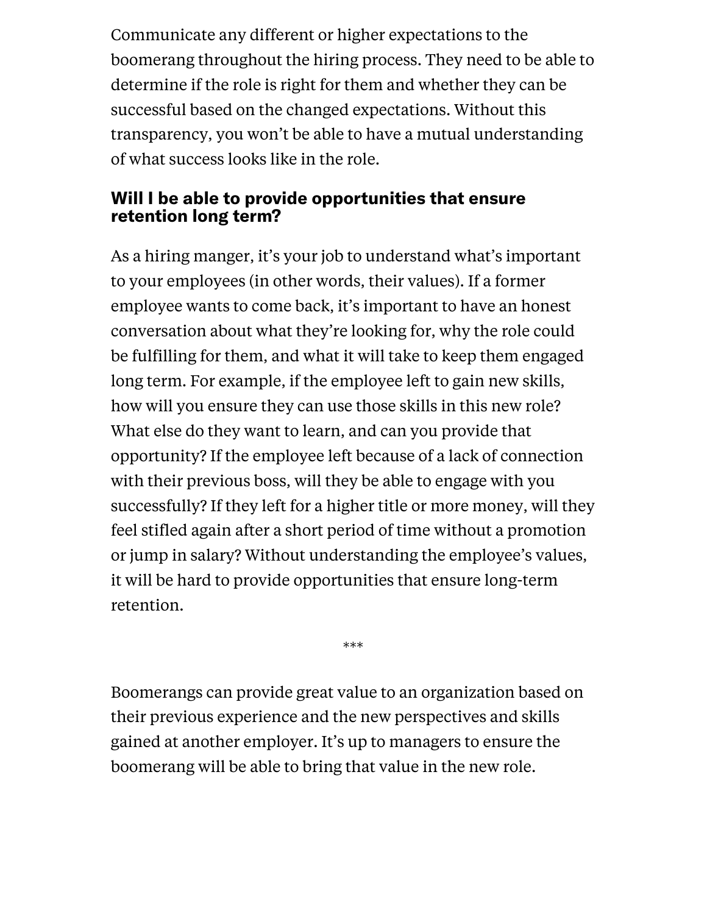Communicate any different or higher expectations to the boomerang throughout the hiring process. They need to be able to determine if the role is right for them and whether they can be successful based on the changed expectations. Without this transparency, you won't be able to have a mutual understanding of what success looks like in the role.

### Will I be able to provide opportunities that ensure retention long term?

As a hiring manger, it's your job to understand what's important to your employees (in other words, their values). If a former employee wants to come back, it's important to have an honest conversation about what they're looking for, why the role could be fulfilling for them, and what it will take to keep them engaged long term. For example, if the employee left to gain new skills, how will you ensure they can use those skills in this new role? What else do they want to learn, and can you provide that opportunity? If the employee left because of a lack of connection with their previous boss, will they be able to engage with you successfully? If they left for a higher title or more money, will they feel stifled again after a short period of time without a promotion or jump in salary? Without understanding the employee's values, it will be hard to provide opportunities that ensure long-term retention.

***

Boomerangs can provide great value to an organization based on their previous experience and the new perspectives and skills gained at another employer. It's up to managers to ensure the boomerang will be able to bring that value in the new role.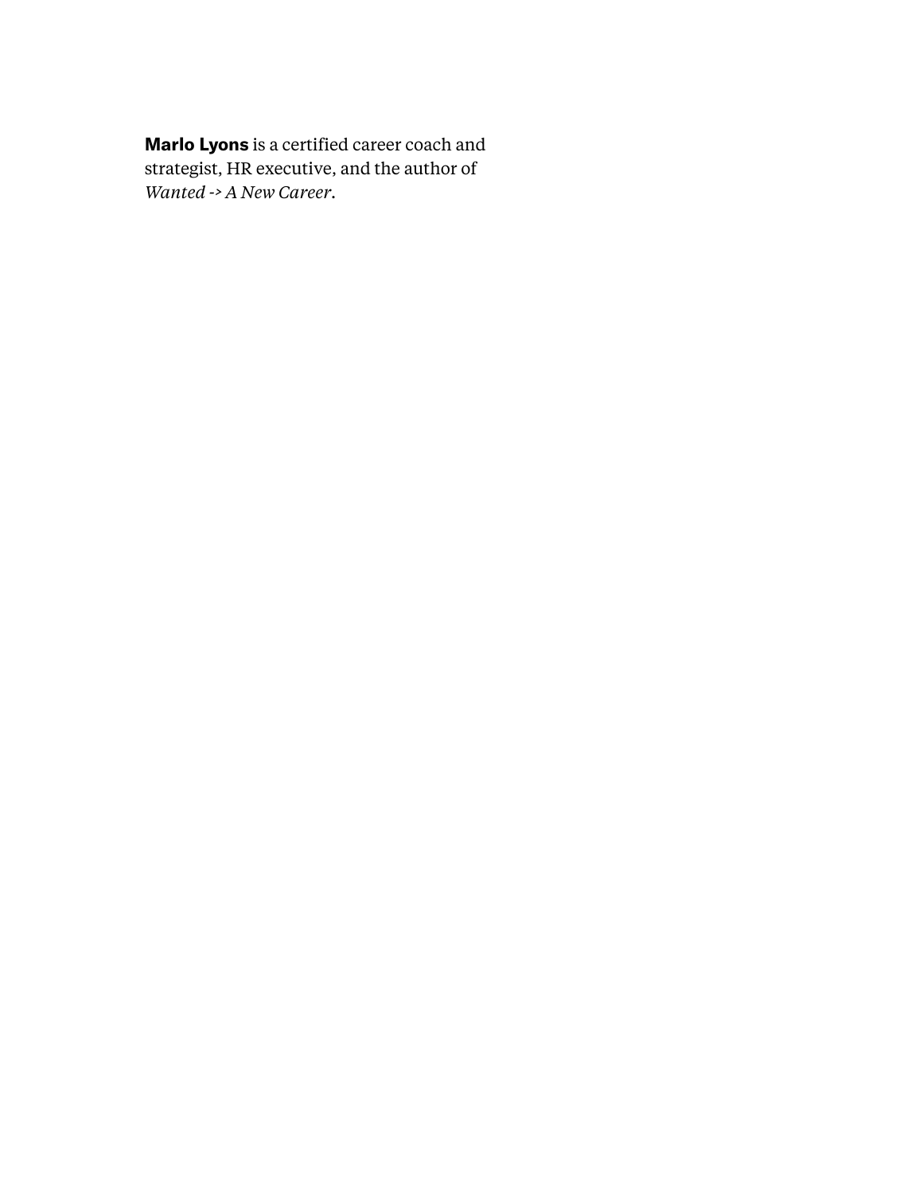**Marlo Lyons** is a certified career coach and strategist, HR executive, and the author of *Wanted -> A New Career*.